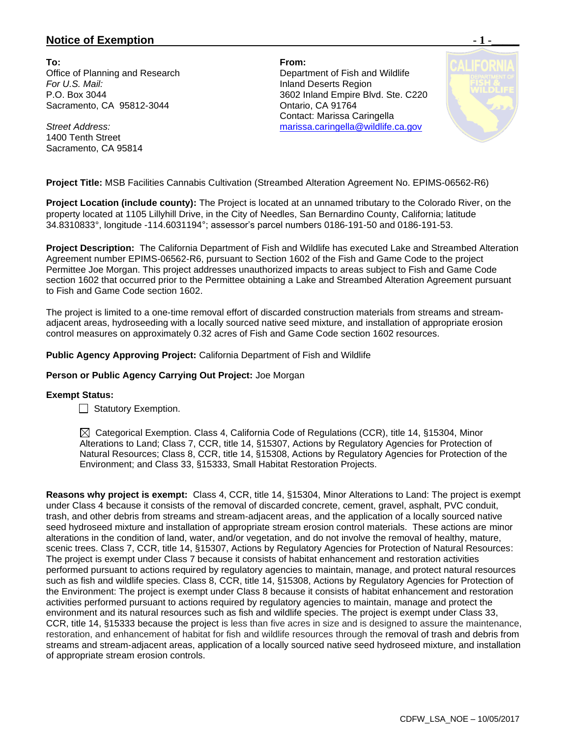## Notice of Exemption

**To:**
Office of Planning and Research
*For U.S. Mail:*
P.O. Box 3044
Sacramento, CA 95812-3044

*Street Address:*
1400 Tenth Street
Sacramento, CA 95814

**From:**
Department of Fish and Wildlife
Inland Deserts Region
3602 Inland Empire Blvd. Ste. C220
Ontario, CA 91764
Contact: Marissa Caringella
marissa.caringella@wildlife.ca.gov

**Project Title:** MSB Facilities Cannabis Cultivation (Streambed Alteration Agreement No. EPIMS-06562-R6)

**Project Location (include county):** The Project is located at an unnamed tributary to the Colorado River, on the property located at 1105 Lillyhill Drive, in the City of Needles, San Bernardino County, California; latitude 34.8310833°, longitude -114.6031194°; assessor's parcel numbers 0186-191-50 and 0186-191-53.

**Project Description:** The California Department of Fish and Wildlife has executed Lake and Streambed Alteration Agreement number EPIMS-06562-R6, pursuant to Section 1602 of the Fish and Game Code to the project Permittee Joe Morgan. This project addresses unauthorized impacts to areas subject to Fish and Game Code section 1602 that occurred prior to the Permittee obtaining a Lake and Streambed Alteration Agreement pursuant to Fish and Game Code section 1602.

The project is limited to a one-time removal effort of discarded construction materials from streams and stream-adjacent areas, hydroseeding with a locally sourced native seed mixture, and installation of appropriate erosion control measures on approximately 0.32 acres of Fish and Game Code section 1602 resources.

**Public Agency Approving Project:** California Department of Fish and Wildlife

**Person or Public Agency Carrying Out Project:** Joe Morgan

**Exempt Status:**

☐ Statutory Exemption.

☒ Categorical Exemption. Class 4, California Code of Regulations (CCR), title 14, §15304, Minor Alterations to Land; Class 7, CCR, title 14, §15307, Actions by Regulatory Agencies for Protection of Natural Resources; Class 8, CCR, title 14, §15308, Actions by Regulatory Agencies for Protection of the Environment; and Class 33, §15333, Small Habitat Restoration Projects.

**Reasons why project is exempt:** Class 4, CCR, title 14, §15304, Minor Alterations to Land: The project is exempt under Class 4 because it consists of the removal of discarded concrete, cement, gravel, asphalt, PVC conduit, trash, and other debris from streams and stream-adjacent areas, and the application of a locally sourced native seed hydroseed mixture and installation of appropriate stream erosion control materials. These actions are minor alterations in the condition of land, water, and/or vegetation, and do not involve the removal of healthy, mature, scenic trees. Class 7, CCR, title 14, §15307, Actions by Regulatory Agencies for Protection of Natural Resources: The project is exempt under Class 7 because it consists of habitat enhancement and restoration activities performed pursuant to actions required by regulatory agencies to maintain, manage, and protect natural resources such as fish and wildlife species. Class 8, CCR, title 14, §15308, Actions by Regulatory Agencies for Protection of the Environment: The project is exempt under Class 8 because it consists of habitat enhancement and restoration activities performed pursuant to actions required by regulatory agencies to maintain, manage and protect the environment and its natural resources such as fish and wildlife species. The project is exempt under Class 33, CCR, title 14, §15333 because the project is less than five acres in size and is designed to assure the maintenance, restoration, and enhancement of habitat for fish and wildlife resources through the removal of trash and debris from streams and stream-adjacent areas, application of a locally sourced native seed hydroseed mixture, and installation of appropriate stream erosion controls.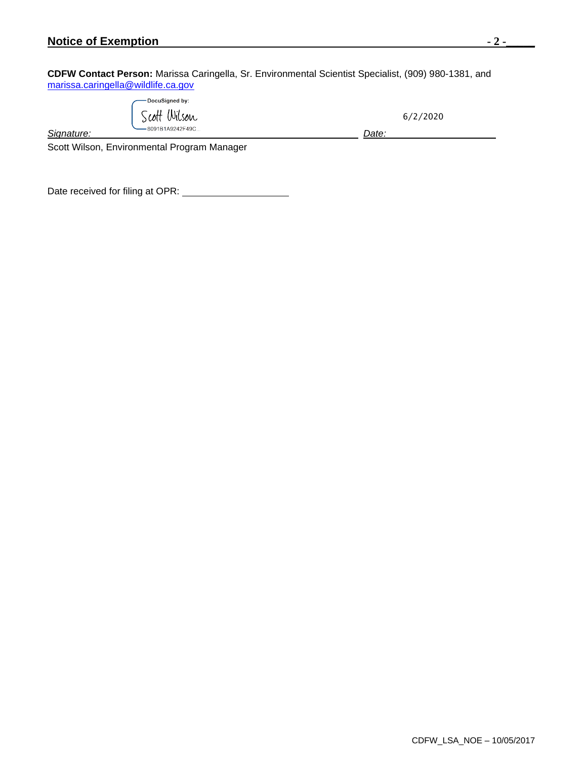**CDFW Contact Person:** Marissa Caringella, Sr. Environmental Scientist Specialist, (909) 980-1381, and marissa.caringella@wildlife.ca.gov

DocuSigned by:
Scott Wilson
8091B1A9242F49C...

*Signature:* _______________ *Date:* 6/2/2020

Scott Wilson, Environmental Program Manager

Date received for filing at OPR: ____________________

CDFW_LSA_NOE – 10/05/2017